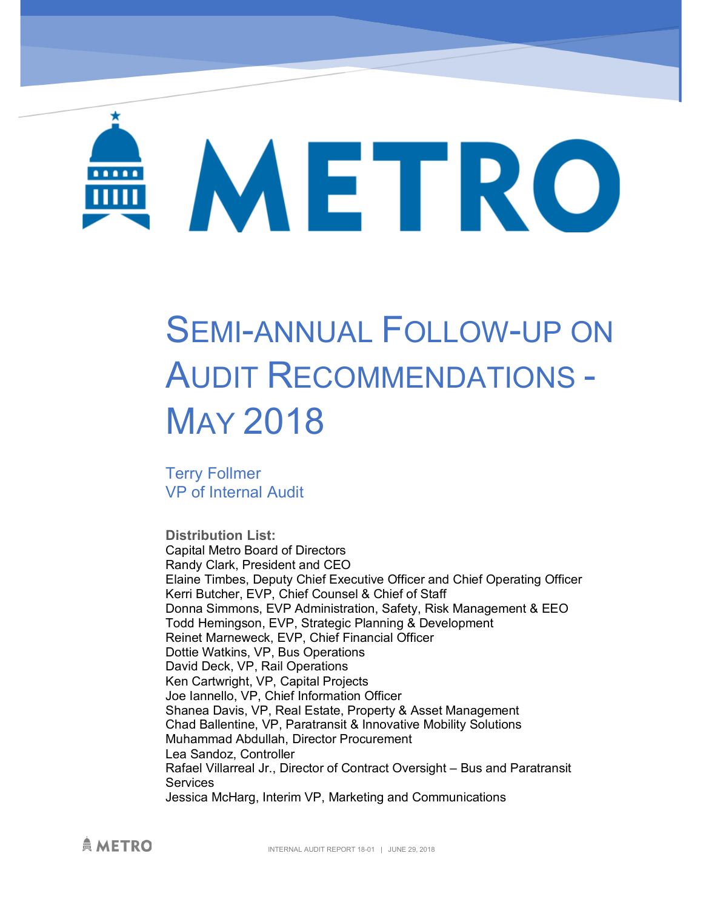# METRO

# Semi-annual Follow-up on Audit Recommendations - May 2018

Terry Follmer
VP of Internal Audit

**Distribution List:**
Capital Metro Board of Directors
Randy Clark, President and CEO
Elaine Timbes, Deputy Chief Executive Officer and Chief Operating Officer
Kerri Butcher, EVP, Chief Counsel & Chief of Staff
Donna Simmons, EVP Administration, Safety, Risk Management & EEO
Todd Hemingson, EVP, Strategic Planning & Development
Reinet Marneweck, EVP, Chief Financial Officer
Dottie Watkins, VP, Bus Operations
David Deck, VP, Rail Operations
Ken Cartwright, VP, Capital Projects
Joe Iannello, VP, Chief Information Officer
Shanea Davis, VP, Real Estate, Property & Asset Management
Chad Ballentine, VP, Paratransit & Innovative Mobility Solutions
Muhammad Abdullah, Director Procurement
Lea Sandoz, Controller
Rafael Villarreal Jr., Director of Contract Oversight – Bus and Paratransit Services
Jessica McHarg, Interim VP, Marketing and Communications

INTERNAL AUDIT REPORT 18-01 | JUNE 29, 2018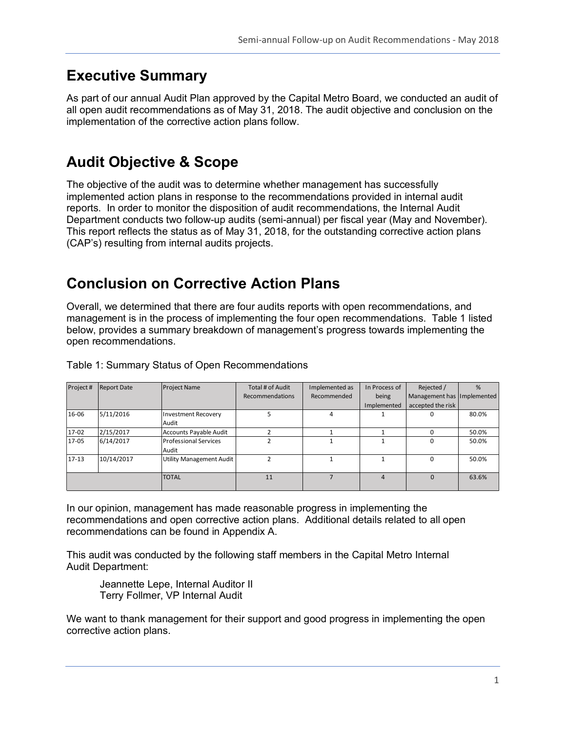# Executive Summary

As part of our annual Audit Plan approved by the Capital Metro Board, we conducted an audit of all open audit recommendations as of May 31, 2018. The audit objective and conclusion on the implementation of the corrective action plans follow.

# Audit Objective & Scope

The objective of the audit was to determine whether management has successfully implemented action plans in response to the recommendations provided in internal audit reports. In order to monitor the disposition of audit recommendations, the Internal Audit Department conducts two follow-up audits (semi-annual) per fiscal year (May and November). This report reflects the status as of May 31, 2018, for the outstanding corrective action plans (CAP's) resulting from internal audits projects.

# Conclusion on Corrective Action Plans

Overall, we determined that there are four audits reports with open recommendations, and management is in the process of implementing the four open recommendations. Table 1 listed below, provides a summary breakdown of management's progress towards implementing the open recommendations.

Table 1: Summary Status of Open Recommendations

| Project # | Report Date | Project Name | Total # of Audit Recommendations | Implemented as Recommended | In Process of being Implemented | Rejected / Management has accepted the risk | % Implemented |
|---|---|---|---|---|---|---|---|
| 16-06 | 5/11/2016 | Investment Recovery Audit | 5 | 4 | 1 | 0 | 80.0% |
| 17-02 | 2/15/2017 | Accounts Payable Audit | 2 | 1 | 1 | 0 | 50.0% |
| 17-05 | 6/14/2017 | Professional Services Audit | 2 | 1 | 1 | 0 | 50.0% |
| 17-13 | 10/14/2017 | Utility Management Audit | 2 | 1 | 1 | 0 | 50.0% |
| | | TOTAL | 11 | 7 | 4 | 0 | 63.6% |

In our opinion, management has made reasonable progress in implementing the recommendations and open corrective action plans. Additional details related to all open recommendations can be found in Appendix A.

This audit was conducted by the following staff members in the Capital Metro Internal Audit Department:

Jeannette Lepe, Internal Auditor II
Terry Follmer, VP Internal Audit

We want to thank management for their support and good progress in implementing the open corrective action plans.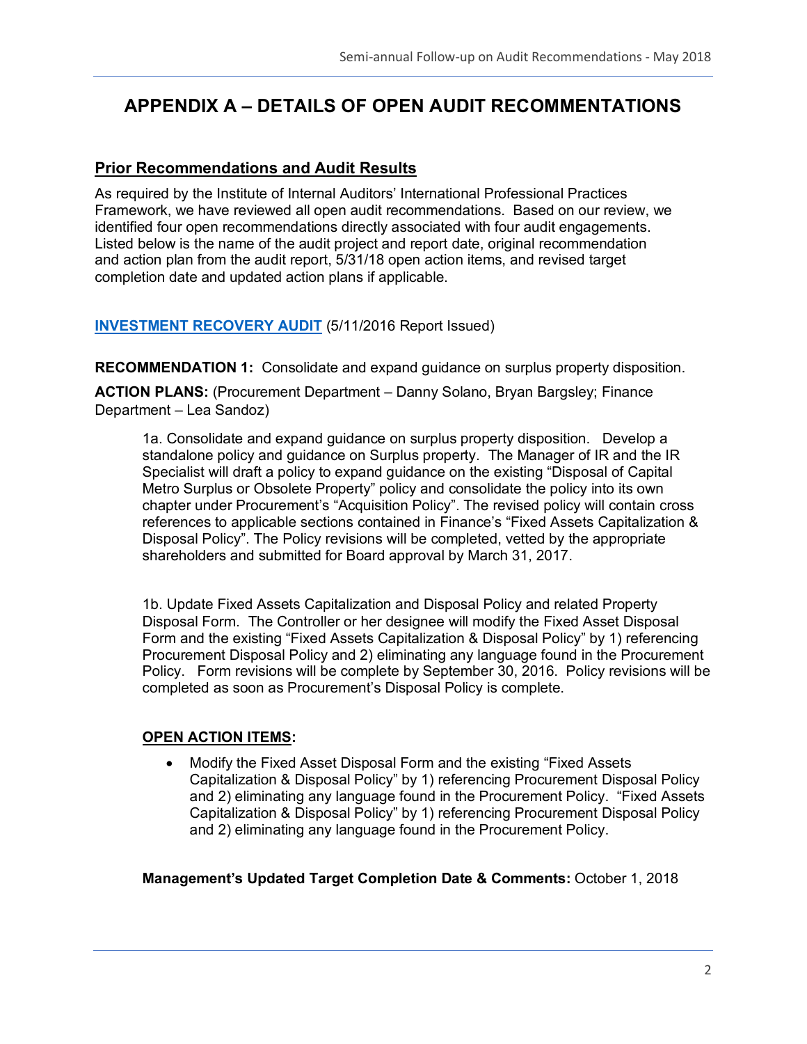# APPENDIX A – DETAILS OF OPEN AUDIT RECOMMENTATIONS

## Prior Recommendations and Audit Results

As required by the Institute of Internal Auditors' International Professional Practices Framework, we have reviewed all open audit recommendations. Based on our review, we identified four open recommendations directly associated with four audit engagements. Listed below is the name of the audit project and report date, original recommendation and action plan from the audit report, 5/31/18 open action items, and revised target completion date and updated action plans if applicable.

**INVESTMENT RECOVERY AUDIT** (5/11/2016 Report Issued)

**RECOMMENDATION 1:** Consolidate and expand guidance on surplus property disposition.

**ACTION PLANS:** (Procurement Department – Danny Solano, Bryan Bargsley; Finance Department – Lea Sandoz)

1a. Consolidate and expand guidance on surplus property disposition. Develop a standalone policy and guidance on Surplus property. The Manager of IR and the IR Specialist will draft a policy to expand guidance on the existing "Disposal of Capital Metro Surplus or Obsolete Property" policy and consolidate the policy into its own chapter under Procurement's "Acquisition Policy". The revised policy will contain cross references to applicable sections contained in Finance's "Fixed Assets Capitalization & Disposal Policy". The Policy revisions will be completed, vetted by the appropriate shareholders and submitted for Board approval by March 31, 2017.

1b. Update Fixed Assets Capitalization and Disposal Policy and related Property Disposal Form. The Controller or her designee will modify the Fixed Asset Disposal Form and the existing "Fixed Assets Capitalization & Disposal Policy" by 1) referencing Procurement Disposal Policy and 2) eliminating any language found in the Procurement Policy. Form revisions will be complete by September 30, 2016. Policy revisions will be completed as soon as Procurement's Disposal Policy is complete.

**OPEN ACTION ITEMS:**

- Modify the Fixed Asset Disposal Form and the existing "Fixed Assets Capitalization & Disposal Policy" by 1) referencing Procurement Disposal Policy and 2) eliminating any language found in the Procurement Policy. "Fixed Assets Capitalization & Disposal Policy" by 1) referencing Procurement Disposal Policy and 2) eliminating any language found in the Procurement Policy.

**Management's Updated Target Completion Date & Comments:** October 1, 2018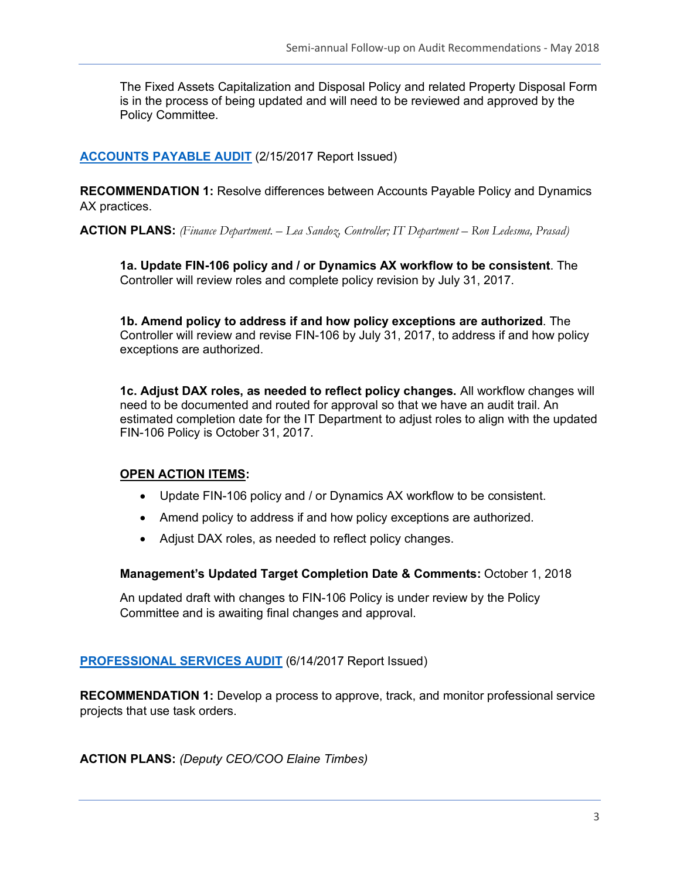The Fixed Assets Capitalization and Disposal Policy and related Property Disposal Form is in the process of being updated and will need to be reviewed and approved by the Policy Committee.

## ACCOUNTS PAYABLE AUDIT (2/15/2017 Report Issued)

**RECOMMENDATION 1:** Resolve differences between Accounts Payable Policy and Dynamics AX practices.

**ACTION PLANS:** *(Finance Department. – Lea Sandoz, Controller; IT Department – Ron Ledesma, Prasad)*

**1a. Update FIN-106 policy and / or Dynamics AX workflow to be consistent**. The Controller will review roles and complete policy revision by July 31, 2017.

**1b. Amend policy to address if and how policy exceptions are authorized**. The Controller will review and revise FIN-106 by July 31, 2017, to address if and how policy exceptions are authorized.

**1c. Adjust DAX roles, as needed to reflect policy changes.** All workflow changes will need to be documented and routed for approval so that we have an audit trail. An estimated completion date for the IT Department to adjust roles to align with the updated FIN-106 Policy is October 31, 2017.

**OPEN ACTION ITEMS:**

- Update FIN-106 policy and / or Dynamics AX workflow to be consistent.
- Amend policy to address if and how policy exceptions are authorized.
- Adjust DAX roles, as needed to reflect policy changes.

**Management's Updated Target Completion Date & Comments:** October 1, 2018

An updated draft with changes to FIN-106 Policy is under review by the Policy Committee and is awaiting final changes and approval.

## PROFESSIONAL SERVICES AUDIT (6/14/2017 Report Issued)

**RECOMMENDATION 1:** Develop a process to approve, track, and monitor professional service projects that use task orders.

**ACTION PLANS:** *(Deputy CEO/COO Elaine Timbes)*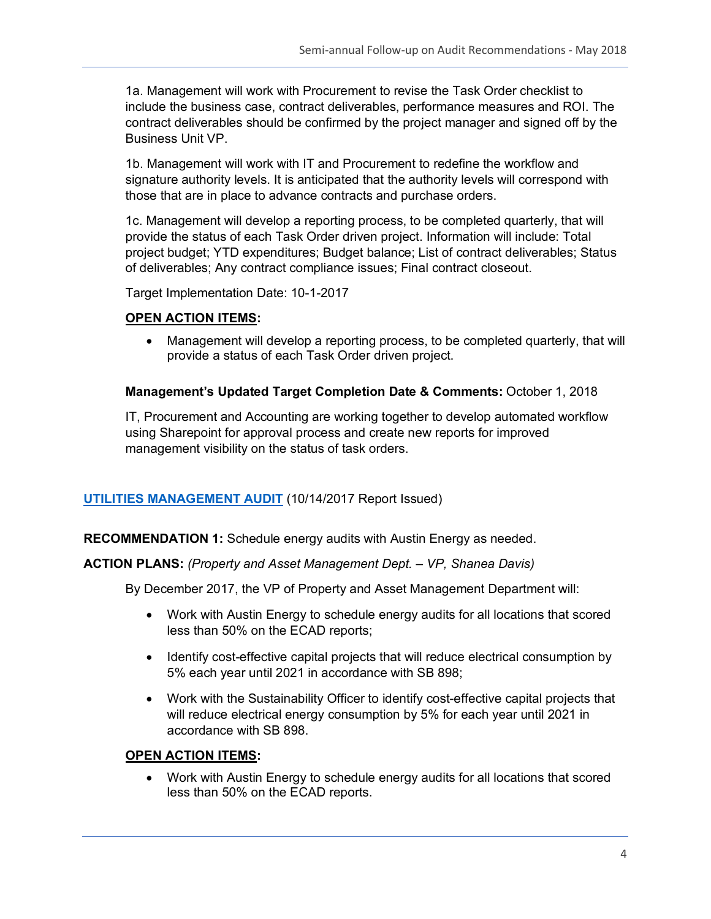1a. Management will work with Procurement to revise the Task Order checklist to include the business case, contract deliverables, performance measures and ROI. The contract deliverables should be confirmed by the project manager and signed off by the Business Unit VP.

1b. Management will work with IT and Procurement to redefine the workflow and signature authority levels. It is anticipated that the authority levels will correspond with those that are in place to advance contracts and purchase orders.

1c. Management will develop a reporting process, to be completed quarterly, that will provide the status of each Task Order driven project. Information will include: Total project budget; YTD expenditures; Budget balance; List of contract deliverables; Status of deliverables; Any contract compliance issues; Final contract closeout.

Target Implementation Date: 10-1-2017

**OPEN ACTION ITEMS:**

- Management will develop a reporting process, to be completed quarterly, that will provide a status of each Task Order driven project.

**Management's Updated Target Completion Date & Comments:** October 1, 2018

IT, Procurement and Accounting are working together to develop automated workflow using Sharepoint for approval process and create new reports for improved management visibility on the status of task orders.

**UTILITIES MANAGEMENT AUDIT** (10/14/2017 Report Issued)

**RECOMMENDATION 1:** Schedule energy audits with Austin Energy as needed.

**ACTION PLANS:** *(Property and Asset Management Dept. – VP, Shanea Davis)*

By December 2017, the VP of Property and Asset Management Department will:

- Work with Austin Energy to schedule energy audits for all locations that scored less than 50% on the ECAD reports;
- Identify cost-effective capital projects that will reduce electrical consumption by 5% each year until 2021 in accordance with SB 898;
- Work with the Sustainability Officer to identify cost-effective capital projects that will reduce electrical energy consumption by 5% for each year until 2021 in accordance with SB 898.

**OPEN ACTION ITEMS:**

- Work with Austin Energy to schedule energy audits for all locations that scored less than 50% on the ECAD reports.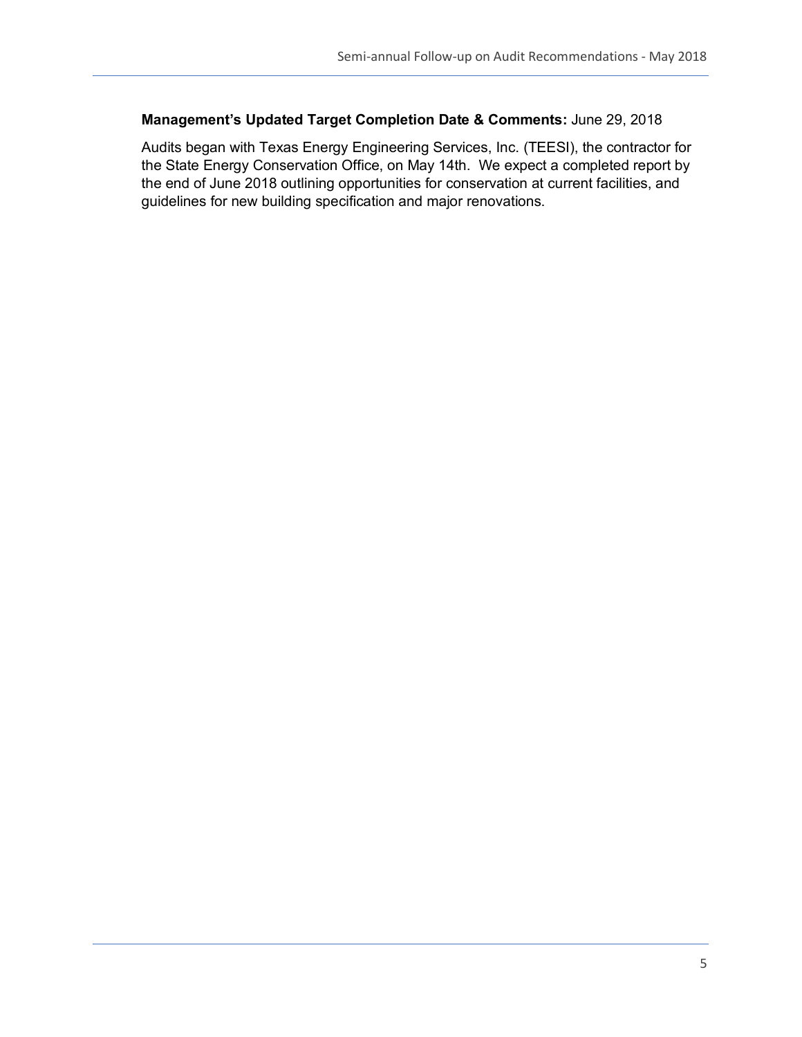**Management's Updated Target Completion Date & Comments:** June 29, 2018

Audits began with Texas Energy Engineering Services, Inc. (TEESI), the contractor for the State Energy Conservation Office, on May 14th. We expect a completed report by the end of June 2018 outlining opportunities for conservation at current facilities, and guidelines for new building specification and major renovations.